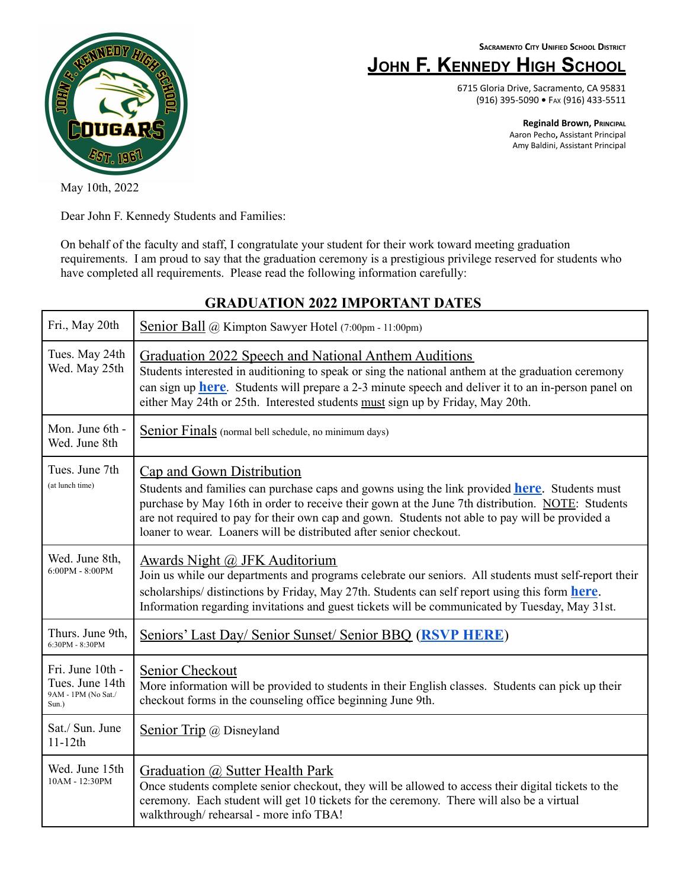SACRAMENTO CITY UNIFIED SCHOOL DISTRICT

# JOHN F. KENNEDY HIGH SCHOOL

6715 Gloria Drive, Sacramento, CA 95831
(916) 395-5090 • FAX (916) 433-5511

**Reginald Brown, PRINCIPAL**
Aaron Pecho, Assistant Principal
Amy Baldini, Assistant Principal

May 10th, 2022

Dear John F. Kennedy Students and Families:

On behalf of the faculty and staff, I congratulate your student for their work toward meeting graduation requirements. I am proud to say that the graduation ceremony is a prestigious privilege reserved for students who have completed all requirements. Please read the following information carefully:

## GRADUATION 2022 IMPORTANT DATES

| Date | Event |
|---|---|
| Fri., May 20th | Senior Ball @ Kimpton Sawyer Hotel (7:00pm - 11:00pm) |
| Tues. May 24th<br>Wed. May 25th | Graduation 2022 Speech and National Anthem Auditions<br>Students interested in auditioning to speak or sing the national anthem at the graduation ceremony can sign up **here**. Students will prepare a 2-3 minute speech and deliver it to an in-person panel on either May 24th or 25th. Interested students must sign up by Friday, May 20th. |
| Mon. June 6th - Wed. June 8th | Senior Finals (normal bell schedule, no minimum days) |
| Tues. June 7th<br>(at lunch time) | Cap and Gown Distribution<br>Students and families can purchase caps and gowns using the link provided **here**. Students must purchase by May 16th in order to receive their gown at the June 7th distribution. NOTE: Students are not required to pay for their own cap and gown. Students not able to pay will be provided a loaner to wear. Loaners will be distributed after senior checkout. |
| Wed. June 8th,<br>6:00PM - 8:00PM | Awards Night @ JFK Auditorium<br>Join us while our departments and programs celebrate our seniors. All students must self-report their scholarships/ distinctions by Friday, May 27th. Students can self report using this form **here**. Information regarding invitations and guest tickets will be communicated by Tuesday, May 31st. |
| Thurs. June 9th,<br>6:30PM - 8:30PM | Seniors' Last Day/ Senior Sunset/ Senior BBQ (**RSVP HERE**) |
| Fri. June 10th - Tues. June 14th<br>9AM - 1PM (No Sat./ Sun.) | Senior Checkout<br>More information will be provided to students in their English classes. Students can pick up their checkout forms in the counseling office beginning June 9th. |
| Sat./ Sun. June 11-12th | Senior Trip @ Disneyland |
| Wed. June 15th<br>10AM - 12:30PM | Graduation @ Sutter Health Park<br>Once students complete senior checkout, they will be allowed to access their digital tickets to the ceremony. Each student will get 10 tickets for the ceremony. There will also be a virtual walkthrough/ rehearsal - more info TBA! |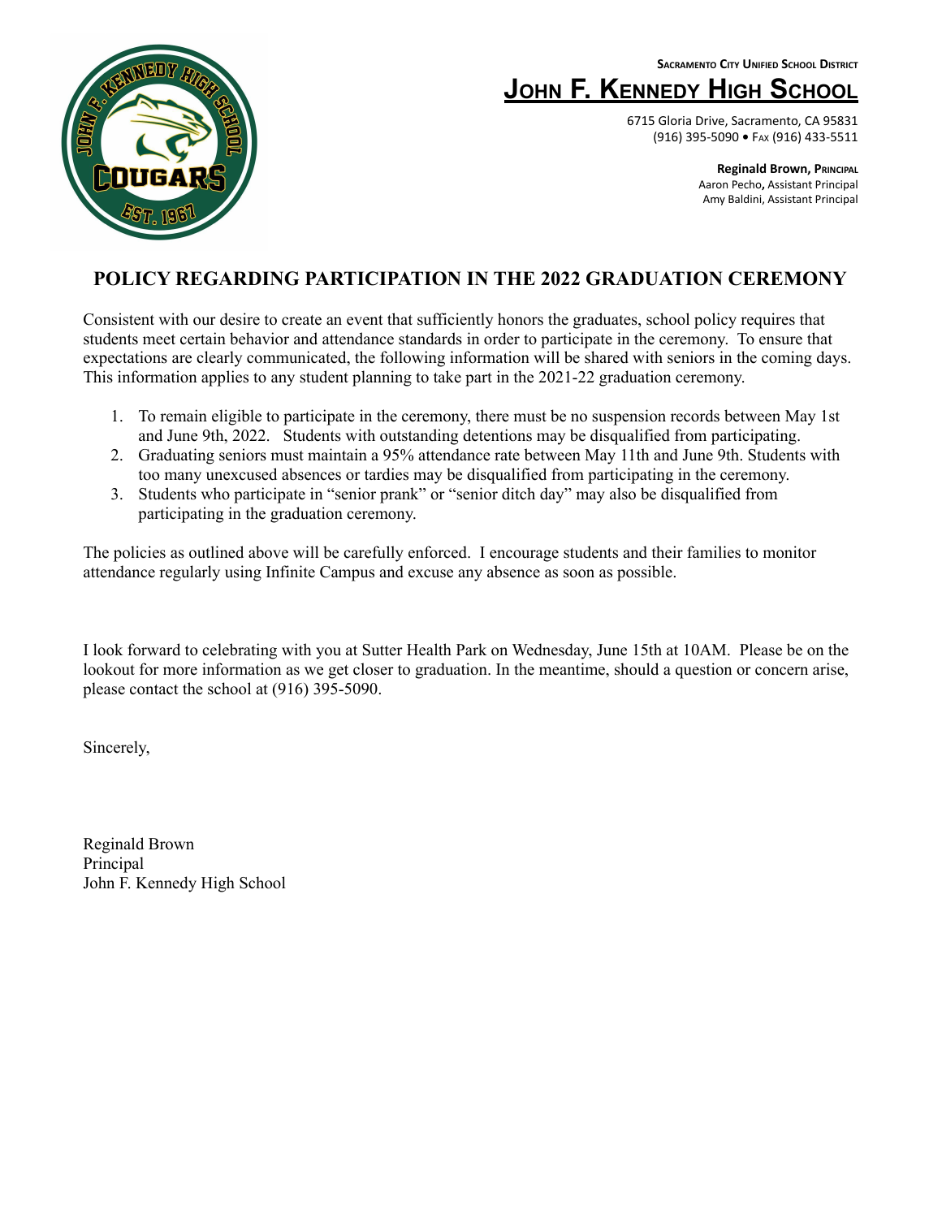Sacramento City Unified School District

**John F. Kennedy High School**

6715 Gloria Drive, Sacramento, CA 95831
(916) 395-5090 • Fax (916) 433-5511

**Reginald Brown, Principal**
Aaron Pecho, Assistant Principal
Amy Baldini, Assistant Principal

# POLICY REGARDING PARTICIPATION IN THE 2022 GRADUATION CEREMONY

Consistent with our desire to create an event that sufficiently honors the graduates, school policy requires that students meet certain behavior and attendance standards in order to participate in the ceremony. To ensure that expectations are clearly communicated, the following information will be shared with seniors in the coming days. This information applies to any student planning to take part in the 2021-22 graduation ceremony.

1. To remain eligible to participate in the ceremony, there must be no suspension records between May 1st and June 9th, 2022. Students with outstanding detentions may be disqualified from participating.
2. Graduating seniors must maintain a 95% attendance rate between May 11th and June 9th. Students with too many unexcused absences or tardies may be disqualified from participating in the ceremony.
3. Students who participate in "senior prank" or "senior ditch day" may also be disqualified from participating in the graduation ceremony.

The policies as outlined above will be carefully enforced. I encourage students and their families to monitor attendance regularly using Infinite Campus and excuse any absence as soon as possible.

I look forward to celebrating with you at Sutter Health Park on Wednesday, June 15th at 10AM. Please be on the lookout for more information as we get closer to graduation. In the meantime, should a question or concern arise, please contact the school at (916) 395-5090.

Sincerely,

Reginald Brown
Principal
John F. Kennedy High School